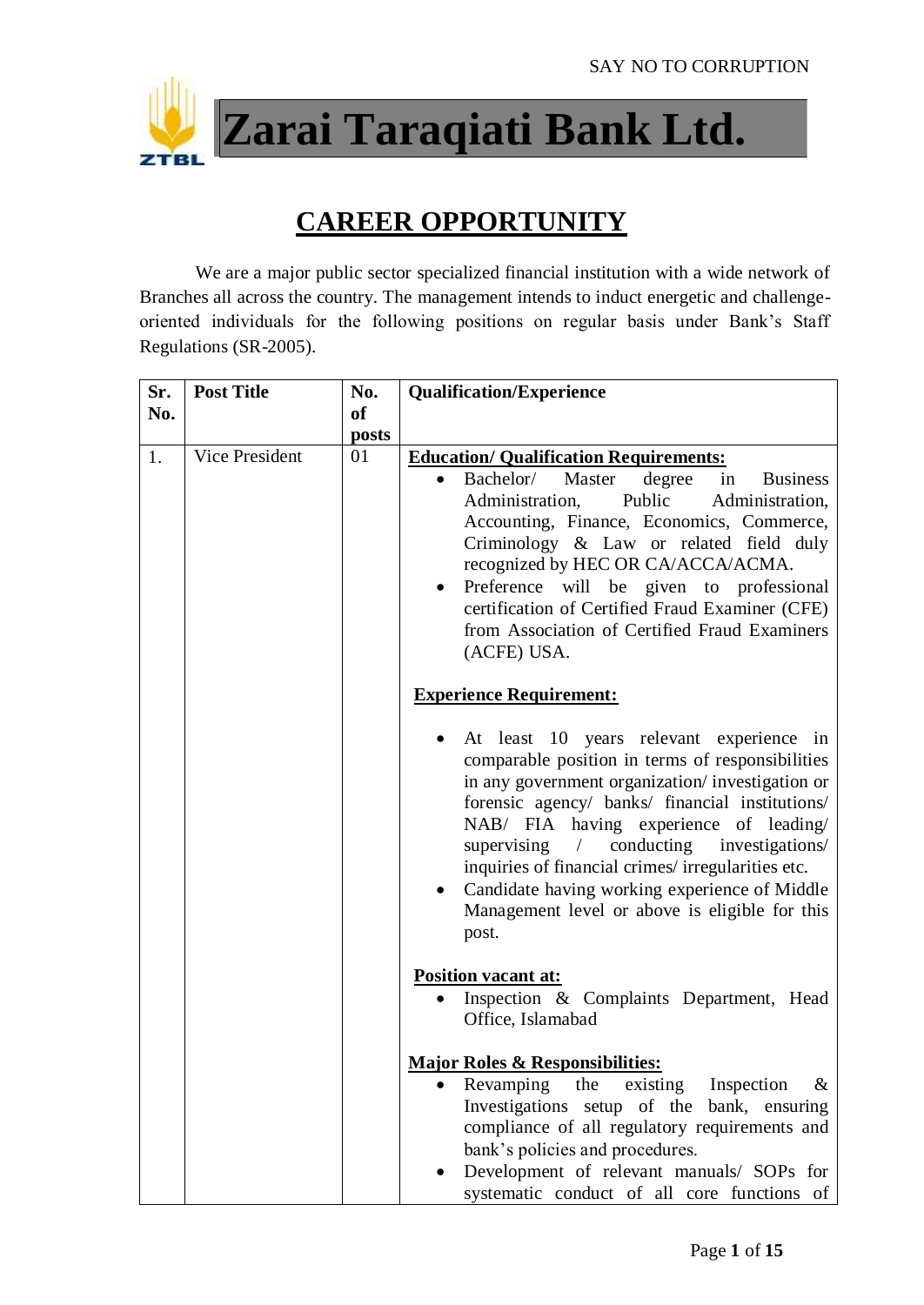SAY NO TO CORRUPTION

# Zarai Taraqiati Bank Ltd.

## CAREER OPPORTUNITY

We are a major public sector specialized financial institution with a wide network of Branches all across the country. The management intends to induct energetic and challenge-oriented individuals for the following positions on regular basis under Bank's Staff Regulations (SR-2005).

| Sr. No. | Post Title | No. of posts | Qualification/Experience |
|---|---|---|---|
| 1. | Vice President | 01 | **Education/ Qualification Requirements:**<br>• Bachelor/ Master degree in Business Administration, Public Administration, Accounting, Finance, Economics, Commerce, Criminology & Law or related field duly recognized by HEC OR CA/ACCA/ACMA.<br>• Preference will be given to professional certification of Certified Fraud Examiner (CFE) from Association of Certified Fraud Examiners (ACFE) USA.<br><br>**Experience Requirement:**<br>• At least 10 years relevant experience in comparable position in terms of responsibilities in any government organization/ investigation or forensic agency/ banks/ financial institutions/ NAB/ FIA having experience of leading/ supervising / conducting investigations/ inquiries of financial crimes/ irregularities etc.<br>• Candidate having working experience of Middle Management level or above is eligible for this post.<br><br>**Position vacant at:**<br>• Inspection & Complaints Department, Head Office, Islamabad<br><br>**Major Roles & Responsibilities:**<br>• Revamping the existing Inspection & Investigations setup of the bank, ensuring compliance of all regulatory requirements and bank's policies and procedures.<br>• Development of relevant manuals/ SOPs for systematic conduct of all core functions of |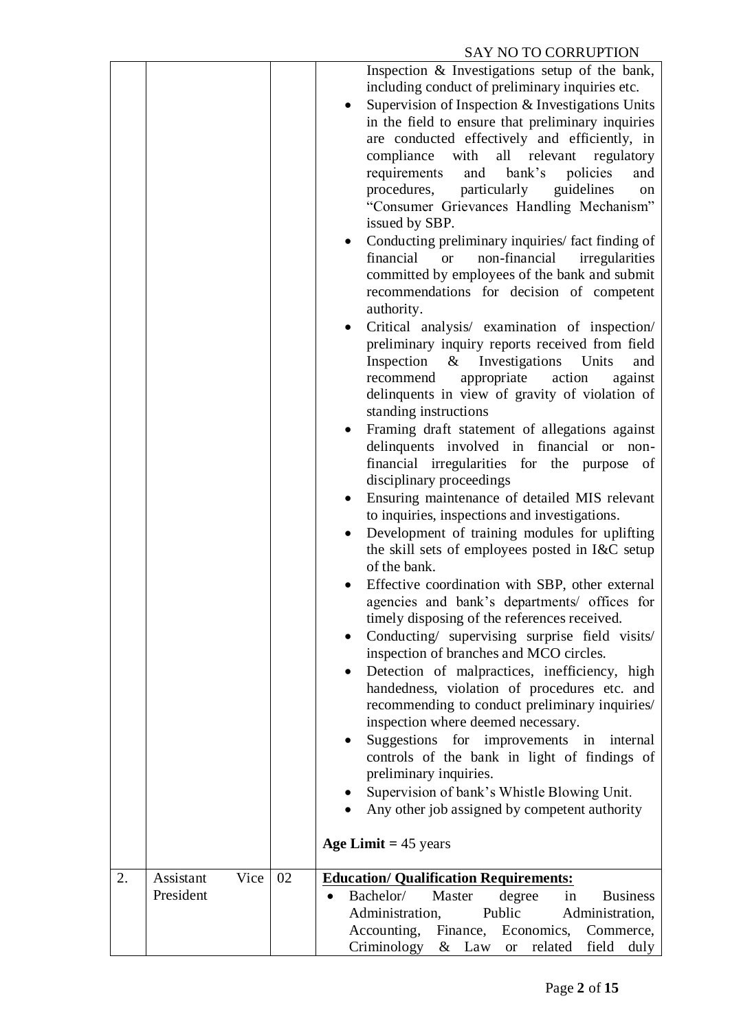| | | | |
|---|---|---|---|
| | | | Inspection & Investigations setup of the bank, including conduct of preliminary inquiries etc.<br>• Supervision of Inspection & Investigations Units in the field to ensure that preliminary inquiries are conducted effectively and efficiently, in compliance with all relevant regulatory requirements and bank's policies and procedures, particularly guidelines on "Consumer Grievances Handling Mechanism" issued by SBP.<br>• Conducting preliminary inquiries/ fact finding of financial or non-financial irregularities committed by employees of the bank and submit recommendations for decision of competent authority.<br>• Critical analysis/ examination of inspection/ preliminary inquiry reports received from field Inspection & Investigations Units and recommend appropriate action against delinquents in view of gravity of violation of standing instructions<br>• Framing draft statement of allegations against delinquents involved in financial or non-financial irregularities for the purpose of disciplinary proceedings<br>• Ensuring maintenance of detailed MIS relevant to inquiries, inspections and investigations.<br>• Development of training modules for uplifting the skill sets of employees posted in I&C setup of the bank.<br>• Effective coordination with SBP, other external agencies and bank's departments/ offices for timely disposing of the references received.<br>• Conducting/ supervising surprise field visits/ inspection of branches and MCO circles.<br>• Detection of malpractices, inefficiency, high handedness, violation of procedures etc. and recommending to conduct preliminary inquiries/ inspection where deemed necessary.<br>• Suggestions for improvements in internal controls of the bank in light of findings of preliminary inquiries.<br>• Supervision of bank's Whistle Blowing Unit.<br>• Any other job assigned by competent authority<br><br>**Age Limit** = 45 years |
| 2. | Assistant Vice President | 02 | **Education/ Qualification Requirements:**<br>• Bachelor/ Master degree in Business Administration, Public Administration, Accounting, Finance, Economics, Commerce, Criminology & Law or related field duly |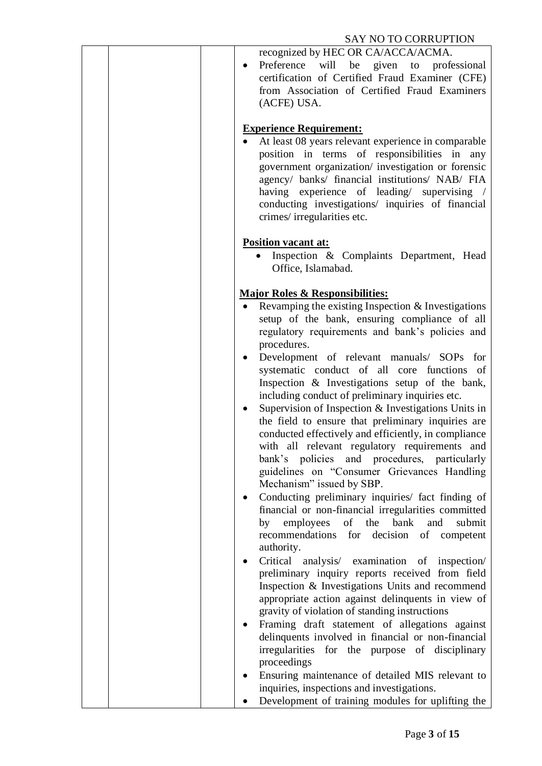| | | | recognized by HEC OR CA/ACCA/ACMA.<br>• Preference will be given to professional certification of Certified Fraud Examiner (CFE) from Association of Certified Fraud Examiners (ACFE) USA.<br><br>**<u>Experience Requirement:</u>**<br>• At least 08 years relevant experience in comparable position in terms of responsibilities in any government organization/ investigation or forensic agency/ banks/ financial institutions/ NAB/ FIA having experience of leading/ supervising / conducting investigations/ inquiries of financial crimes/ irregularities etc.<br><br>**<u>Position vacant at:</u>**<br>• Inspection & Complaints Department, Head Office, Islamabad.<br><br>**<u>Major Roles & Responsibilities:</u>**<br>• Revamping the existing Inspection & Investigations setup of the bank, ensuring compliance of all regulatory requirements and bank's policies and procedures.<br>• Development of relevant manuals/ SOPs for systematic conduct of all core functions of Inspection & Investigations setup of the bank, including conduct of preliminary inquiries etc.<br>• Supervision of Inspection & Investigations Units in the field to ensure that preliminary inquiries are conducted effectively and efficiently, in compliance with all relevant regulatory requirements and bank's policies and procedures, particularly guidelines on "Consumer Grievances Handling Mechanism" issued by SBP.<br>• Conducting preliminary inquiries/ fact finding of financial or non-financial irregularities committed by employees of the bank and submit recommendations for decision of competent authority.<br>• Critical analysis/ examination of inspection/ preliminary inquiry reports received from field Inspection & Investigations Units and recommend appropriate action against delinquents in view of gravity of violation of standing instructions<br>• Framing draft statement of allegations against delinquents involved in financial or non-financial irregularities for the purpose of disciplinary proceedings<br>• Ensuring maintenance of detailed MIS relevant to inquiries, inspections and investigations.<br>• Development of training modules for uplifting the |
|---|---|---|---|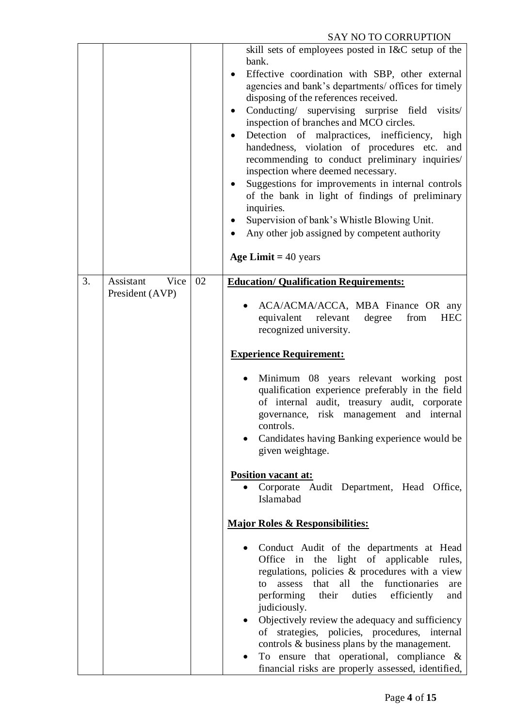| | | | |
|---|---|---|---|
| | | | skill sets of employees posted in I&C setup of the bank.<br>• Effective coordination with SBP, other external agencies and bank's departments/ offices for timely disposing of the references received.<br>• Conducting/ supervising surprise field visits/ inspection of branches and MCO circles.<br>• Detection of malpractices, inefficiency, high handedness, violation of procedures etc. and recommending to conduct preliminary inquiries/ inspection where deemed necessary.<br>• Suggestions for improvements in internal controls of the bank in light of findings of preliminary inquiries.<br>• Supervision of bank's Whistle Blowing Unit.<br>• Any other job assigned by competent authority<br><br>**Age Limit =** 40 years |
| 3. | Assistant Vice President (AVP) | 02 | **Education/ Qualification Requirements:**<br><br>• ACA/ACMA/ACCA, MBA Finance OR any equivalent relevant degree from HEC recognized university.<br><br>**Experience Requirement:**<br><br>• Minimum 08 years relevant working post qualification experience preferably in the field of internal audit, treasury audit, corporate governance, risk management and internal controls.<br>• Candidates having Banking experience would be given weightage.<br><br>**Position vacant at:**<br>• Corporate Audit Department, Head Office, Islamabad<br><br>**Major Roles & Responsibilities:**<br><br>• Conduct Audit of the departments at Head Office in the light of applicable rules, regulations, policies & procedures with a view to assess that all the functionaries are performing their duties efficiently and judiciously.<br>• Objectively review the adequacy and sufficiency of strategies, policies, procedures, internal controls & business plans by the management.<br>• To ensure that operational, compliance & financial risks are properly assessed, identified, |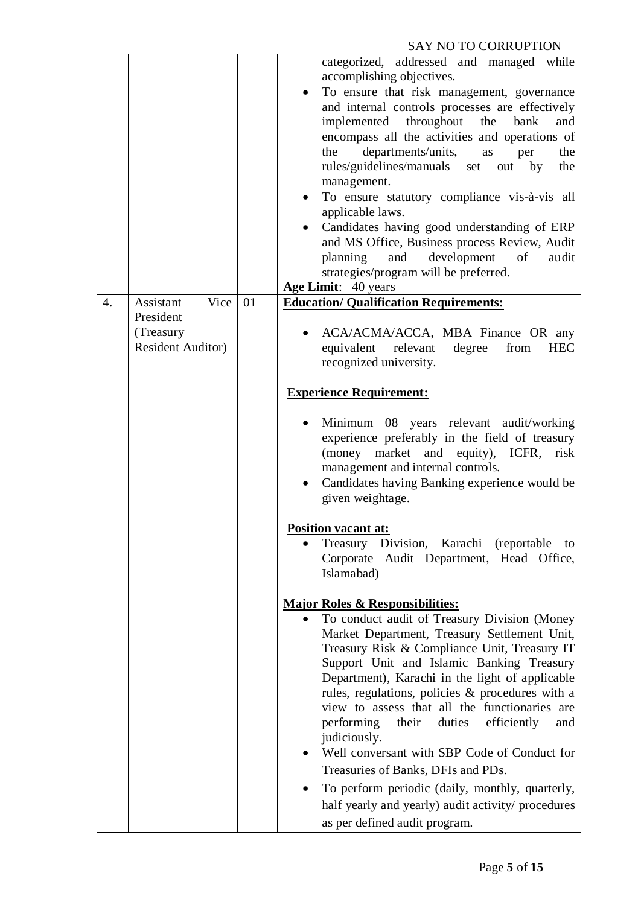| | | | |
|---|---|---|---|
| | | | categorized, addressed and managed while accomplishing objectives.<br>• To ensure that risk management, governance and internal controls processes are effectively implemented throughout the bank and encompass all the activities and operations of the departments/units, as per the rules/guidelines/manuals set out by the management.<br>• To ensure statutory compliance vis-à-vis all applicable laws.<br>• Candidates having good understanding of ERP and MS Office, Business process Review, Audit planning and development of audit strategies/program will be preferred.<br>**Age Limit**: 40 years |
| 4. | Assistant Vice President (Treasury Resident Auditor) | 01 | **<u>Education/ Qualification Requirements:</u>**<br>• ACA/ACMA/ACCA, MBA Finance OR any equivalent relevant degree from HEC recognized university.<br><br>**<u>Experience Requirement:</u>**<br>• Minimum 08 years relevant audit/working experience preferably in the field of treasury (money market and equity), ICFR, risk management and internal controls.<br>• Candidates having Banking experience would be given weightage.<br><br>**<u>Position vacant at:</u>**<br>• Treasury Division, Karachi (reportable to Corporate Audit Department, Head Office, Islamabad)<br><br>**<u>Major Roles & Responsibilities:</u>**<br>• To conduct audit of Treasury Division (Money Market Department, Treasury Settlement Unit, Treasury Risk & Compliance Unit, Treasury IT Support Unit and Islamic Banking Treasury Department), Karachi in the light of applicable rules, regulations, policies & procedures with a view to assess that all the functionaries are performing their duties efficiently and judiciously.<br>• Well conversant with SBP Code of Conduct for Treasuries of Banks, DFIs and PDs.<br>• To perform periodic (daily, monthly, quarterly, half yearly and yearly) audit activity/ procedures as per defined audit program. |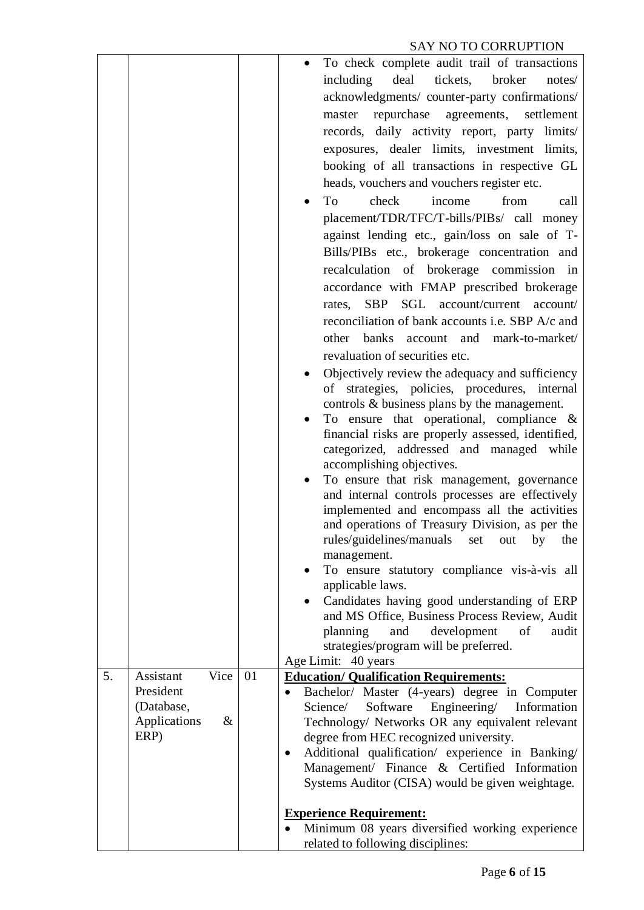SAY NO TO CORRUPTION

| | | | |
|---|---|---|---|
| | | | • To check complete audit trail of transactions including deal tickets, broker notes/ acknowledgments/ counter-party confirmations/ master repurchase agreements, settlement records, daily activity report, party limits/ exposures, dealer limits, investment limits, booking of all transactions in respective GL heads, vouchers and vouchers register etc.<br>• To check income from call placement/TDR/TFC/T-bills/PIBs/ call money against lending etc., gain/loss on sale of T-Bills/PIBs etc., brokerage concentration and recalculation of brokerage commission in accordance with FMAP prescribed brokerage rates, SBP SGL account/current account/ reconciliation of bank accounts i.e. SBP A/c and other banks account and mark-to-market/ revaluation of securities etc.<br>• Objectively review the adequacy and sufficiency of strategies, policies, procedures, internal controls & business plans by the management.<br>• To ensure that operational, compliance & financial risks are properly assessed, identified, categorized, addressed and managed while accomplishing objectives.<br>• To ensure that risk management, governance and internal controls processes are effectively implemented and encompass all the activities and operations of Treasury Division, as per the rules/guidelines/manuals set out by the management.<br>• To ensure statutory compliance vis-à-vis all applicable laws.<br>• Candidates having good understanding of ERP and MS Office, Business Process Review, Audit planning and development of audit strategies/program will be preferred.<br>Age Limit: 40 years |
| 5. | Assistant Vice President (Database, Applications & ERP) | 01 | **Education/ Qualification Requirements:**<br>• Bachelor/ Master (4-years) degree in Computer Science/ Software Engineering/ Information Technology/ Networks OR any equivalent relevant degree from HEC recognized university.<br>• Additional qualification/ experience in Banking/ Management/ Finance & Certified Information Systems Auditor (CISA) would be given weightage.<br><br>**Experience Requirement:**<br>• Minimum 08 years diversified working experience related to following disciplines: |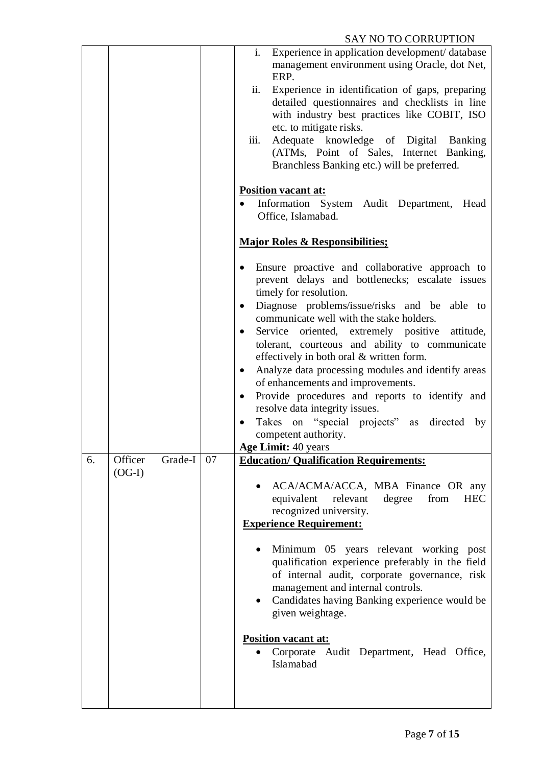| | | | |
|---|---|---|---|
| | | | i. Experience in application development/ database management environment using Oracle, dot Net, ERP.<br>ii. Experience in identification of gaps, preparing detailed questionnaires and checklists in line with industry best practices like COBIT, ISO etc. to mitigate risks.<br>iii. Adequate knowledge of Digital Banking (ATMs, Point of Sales, Internet Banking, Branchless Banking etc.) will be preferred.<br><br>**Position vacant at:**<br>• Information System Audit Department, Head Office, Islamabad.<br><br>**Major Roles & Responsibilities;**<br><br>• Ensure proactive and collaborative approach to prevent delays and bottlenecks; escalate issues timely for resolution.<br>• Diagnose problems/issue/risks and be able to communicate well with the stake holders.<br>• Service oriented, extremely positive attitude, tolerant, courteous and ability to communicate effectively in both oral & written form.<br>• Analyze data processing modules and identify areas of enhancements and improvements.<br>• Provide procedures and reports to identify and resolve data integrity issues.<br>• Takes on "special projects" as directed by competent authority.<br>**Age Limit:** 40 years |
| 6. | Officer Grade-I (OG-I) | 07 | **Education/ Qualification Requirements:**<br><br>• ACA/ACMA/ACCA, MBA Finance OR any equivalent relevant degree from HEC recognized university.<br>**Experience Requirement:**<br><br>• Minimum 05 years relevant working post qualification experience preferably in the field of internal audit, corporate governance, risk management and internal controls.<br>• Candidates having Banking experience would be given weightage.<br><br>**Position vacant at:**<br>• Corporate Audit Department, Head Office, Islamabad |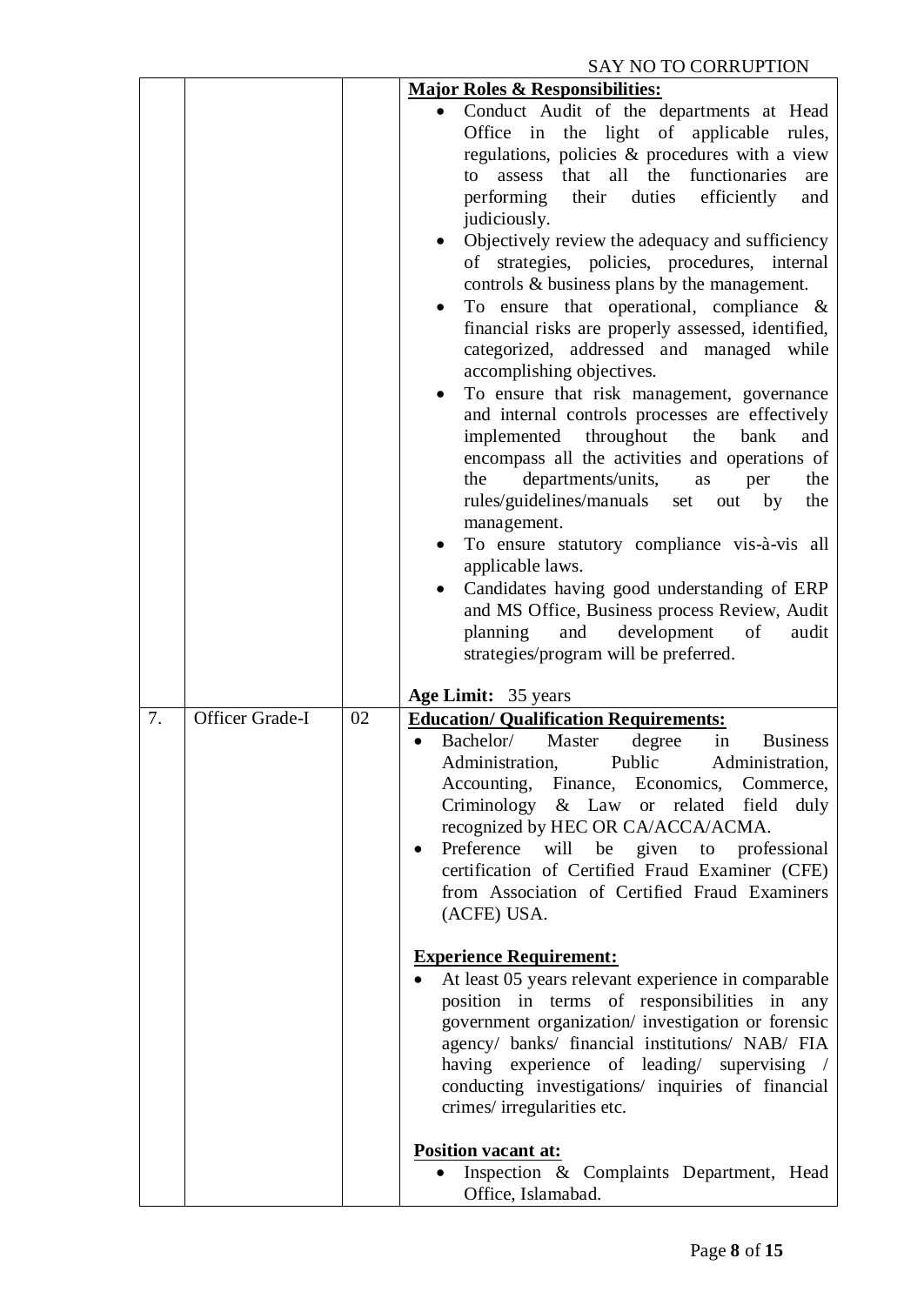SAY NO TO CORRUPTION

| | | | |
|---|---|---|---|
| | | | **Major Roles & Responsibilities:**<br>• Conduct Audit of the departments at Head Office in the light of applicable rules, regulations, policies & procedures with a view to assess that all the functionaries are performing their duties efficiently and judiciously.<br>• Objectively review the adequacy and sufficiency of strategies, policies, procedures, internal controls & business plans by the management.<br>• To ensure that operational, compliance & financial risks are properly assessed, identified, categorized, addressed and managed while accomplishing objectives.<br>• To ensure that risk management, governance and internal controls processes are effectively implemented throughout the bank and encompass all the activities and operations of the departments/units, as per the rules/guidelines/manuals set out by the management.<br>• To ensure statutory compliance vis-à-vis all applicable laws.<br>• Candidates having good understanding of ERP and MS Office, Business process Review, Audit planning and development of audit strategies/program will be preferred.<br><br>**Age Limit:** 35 years |
| 7. | Officer Grade-I | 02 | **Education/ Qualification Requirements:**<br>• Bachelor/ Master degree in Business Administration, Public Administration, Accounting, Finance, Economics, Commerce, Criminology & Law or related field duly recognized by HEC OR CA/ACCA/ACMA.<br>• Preference will be given to professional certification of Certified Fraud Examiner (CFE) from Association of Certified Fraud Examiners (ACFE) USA.<br><br>**Experience Requirement:**<br>• At least 05 years relevant experience in comparable position in terms of responsibilities in any government organization/ investigation or forensic agency/ banks/ financial institutions/ NAB/ FIA having experience of leading/ supervising / conducting investigations/ inquiries of financial crimes/ irregularities etc.<br><br>**Position vacant at:**<br>• Inspection & Complaints Department, Head Office, Islamabad. |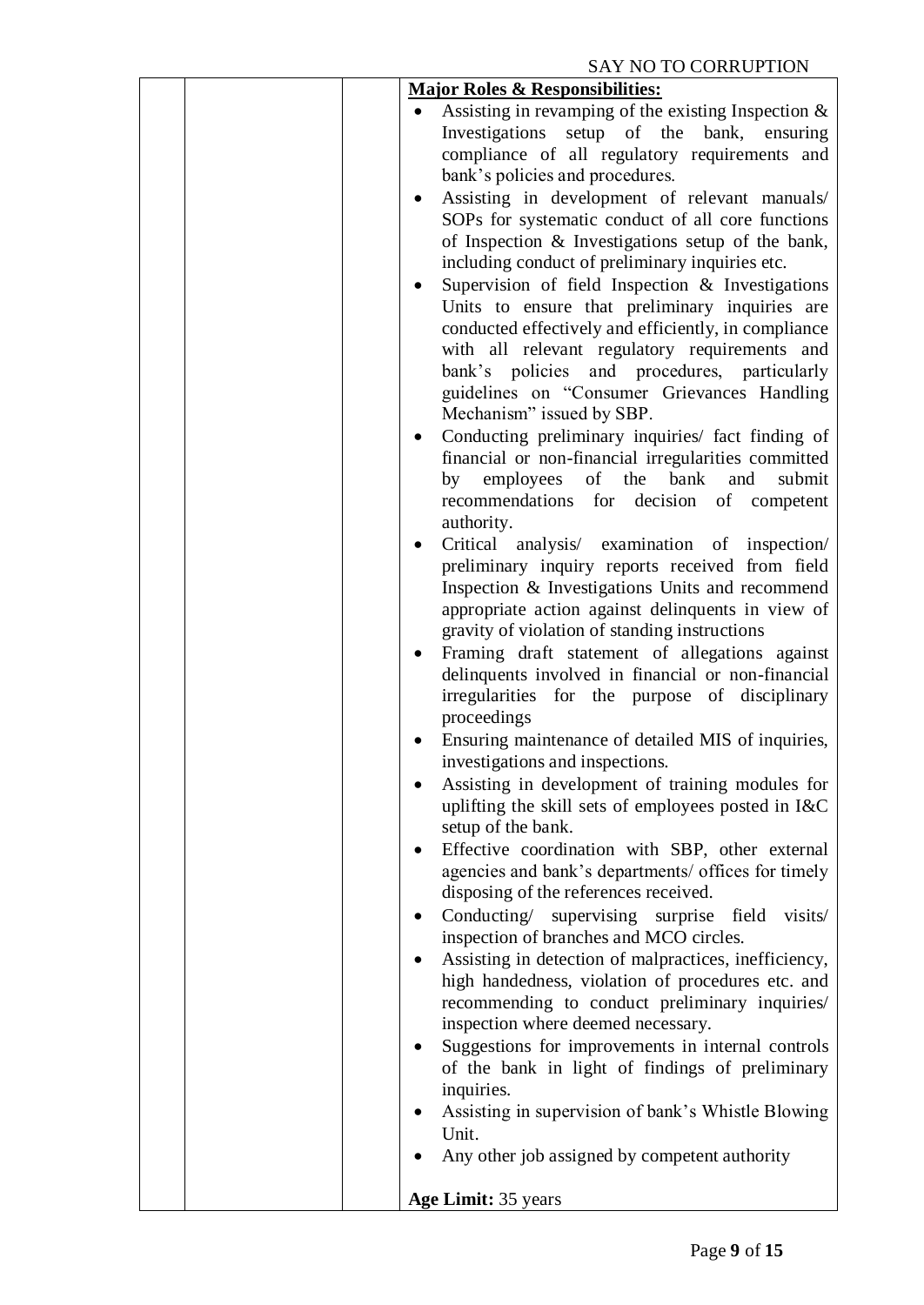**Major Roles & Responsibilities:**

- Assisting in revamping of the existing Inspection & Investigations setup of the bank, ensuring compliance of all regulatory requirements and bank's policies and procedures.
- Assisting in development of relevant manuals/ SOPs for systematic conduct of all core functions of Inspection & Investigations setup of the bank, including conduct of preliminary inquiries etc.
- Supervision of field Inspection & Investigations Units to ensure that preliminary inquiries are conducted effectively and efficiently, in compliance with all relevant regulatory requirements and bank's policies and procedures, particularly guidelines on "Consumer Grievances Handling Mechanism" issued by SBP.
- Conducting preliminary inquiries/ fact finding of financial or non-financial irregularities committed by employees of the bank and submit recommendations for decision of competent authority.
- Critical analysis/ examination of inspection/ preliminary inquiry reports received from field Inspection & Investigations Units and recommend appropriate action against delinquents in view of gravity of violation of standing instructions
- Framing draft statement of allegations against delinquents involved in financial or non-financial irregularities for the purpose of disciplinary proceedings
- Ensuring maintenance of detailed MIS of inquiries, investigations and inspections.
- Assisting in development of training modules for uplifting the skill sets of employees posted in I&C setup of the bank.
- Effective coordination with SBP, other external agencies and bank's departments/ offices for timely disposing of the references received.
- Conducting/ supervising surprise field visits/ inspection of branches and MCO circles.
- Assisting in detection of malpractices, inefficiency, high handedness, violation of procedures etc. and recommending to conduct preliminary inquiries/ inspection where deemed necessary.
- Suggestions for improvements in internal controls of the bank in light of findings of preliminary inquiries.
- Assisting in supervision of bank's Whistle Blowing Unit.
- Any other job assigned by competent authority

**Age Limit:** 35 years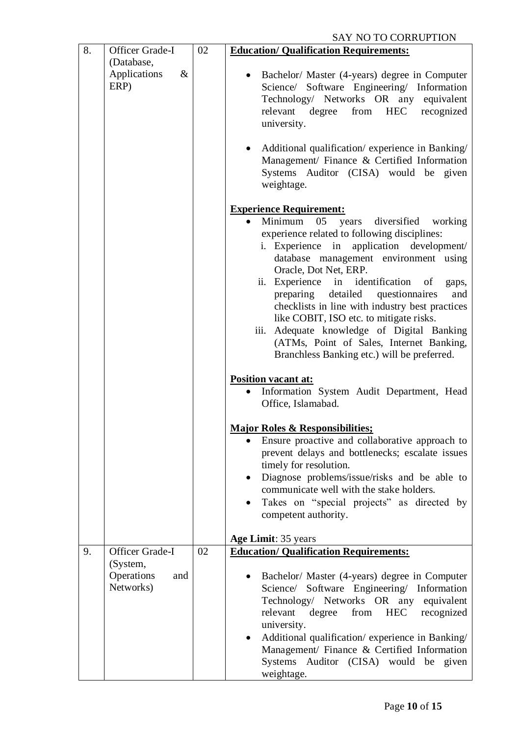SAY NO TO CORRUPTION

| 8. | Officer Grade-I (Database, Applications & ERP) | 02 | **Education/ Qualification Requirements:**<br><br>• Bachelor/ Master (4-years) degree in Computer Science/ Software Engineering/ Information Technology/ Networks OR any equivalent relevant degree from HEC recognized university.<br><br>• Additional qualification/ experience in Banking/ Management/ Finance & Certified Information Systems Auditor (CISA) would be given weightage.<br><br>**Experience Requirement:**<br>• Minimum 05 years diversified working experience related to following disciplines:<br>i. Experience in application development/ database management environment using Oracle, Dot Net, ERP.<br>ii. Experience in identification of gaps, preparing detailed questionnaires and checklists in line with industry best practices like COBIT, ISO etc. to mitigate risks.<br>iii. Adequate knowledge of Digital Banking (ATMs, Point of Sales, Internet Banking, Branchless Banking etc.) will be preferred.<br><br>**Position vacant at:**<br>• Information System Audit Department, Head Office, Islamabad.<br><br>**Major Roles & Responsibilities;**<br>• Ensure proactive and collaborative approach to prevent delays and bottlenecks; escalate issues timely for resolution.<br>• Diagnose problems/issue/risks and be able to communicate well with the stake holders.<br>• Takes on "special projects" as directed by competent authority.<br><br>**Age Limit**: 35 years |
|---|---|---|---|
| 9. | Officer Grade-I (System, Operations and Networks) | 02 | **Education/ Qualification Requirements:**<br><br>• Bachelor/ Master (4-years) degree in Computer Science/ Software Engineering/ Information Technology/ Networks OR any equivalent relevant degree from HEC recognized university.<br>• Additional qualification/ experience in Banking/ Management/ Finance & Certified Information Systems Auditor (CISA) would be given weightage. |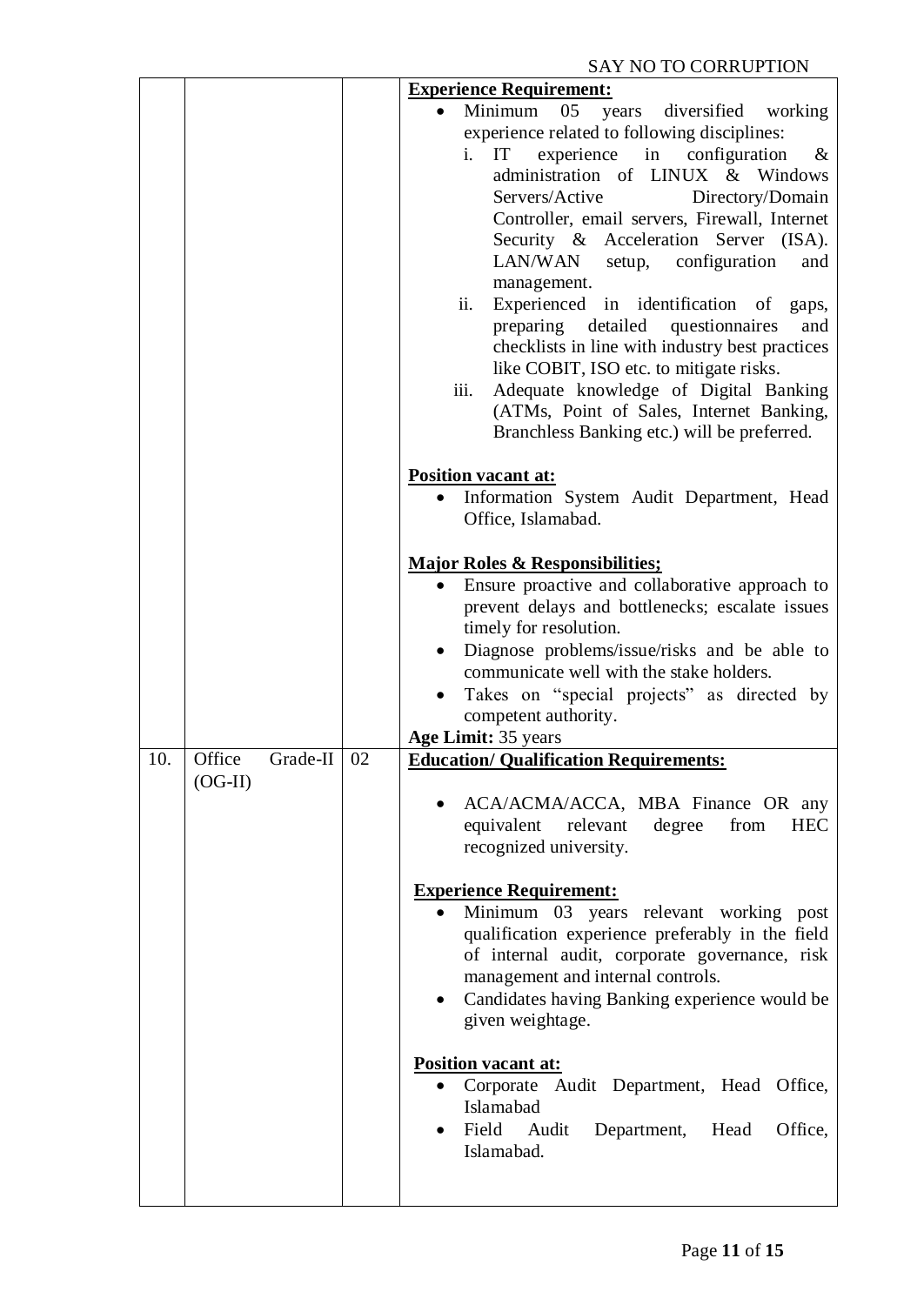SAY NO TO CORRUPTION

| | | | |
|---|---|---|---|
| | | | **Experience Requirement:**<br>• Minimum 05 years diversified working experience related to following disciplines:<br>i. IT experience in configuration & administration of LINUX & Windows Servers/Active Directory/Domain Controller, email servers, Firewall, Internet Security & Acceleration Server (ISA). LAN/WAN setup, configuration and management.<br>ii. Experienced in identification of gaps, preparing detailed questionnaires and checklists in line with industry best practices like COBIT, ISO etc. to mitigate risks.<br>iii. Adequate knowledge of Digital Banking (ATMs, Point of Sales, Internet Banking, Branchless Banking etc.) will be preferred.<br><br>**Position vacant at:**<br>• Information System Audit Department, Head Office, Islamabad.<br><br>**Major Roles & Responsibilities;**<br>• Ensure proactive and collaborative approach to prevent delays and bottlenecks; escalate issues timely for resolution.<br>• Diagnose problems/issue/risks and be able to communicate well with the stake holders.<br>• Takes on "special projects" as directed by competent authority.<br>**Age Limit:** 35 years |
| 10. | Office Grade-II (OG-II) | 02 | **Education/ Qualification Requirements:**<br><br>• ACA/ACMA/ACCA, MBA Finance OR any equivalent relevant degree from HEC recognized university.<br><br>**Experience Requirement:**<br>• Minimum 03 years relevant working post qualification experience preferably in the field of internal audit, corporate governance, risk management and internal controls.<br>• Candidates having Banking experience would be given weightage.<br><br>**Position vacant at:**<br>• Corporate Audit Department, Head Office, Islamabad<br>• Field Audit Department, Head Office, Islamabad. |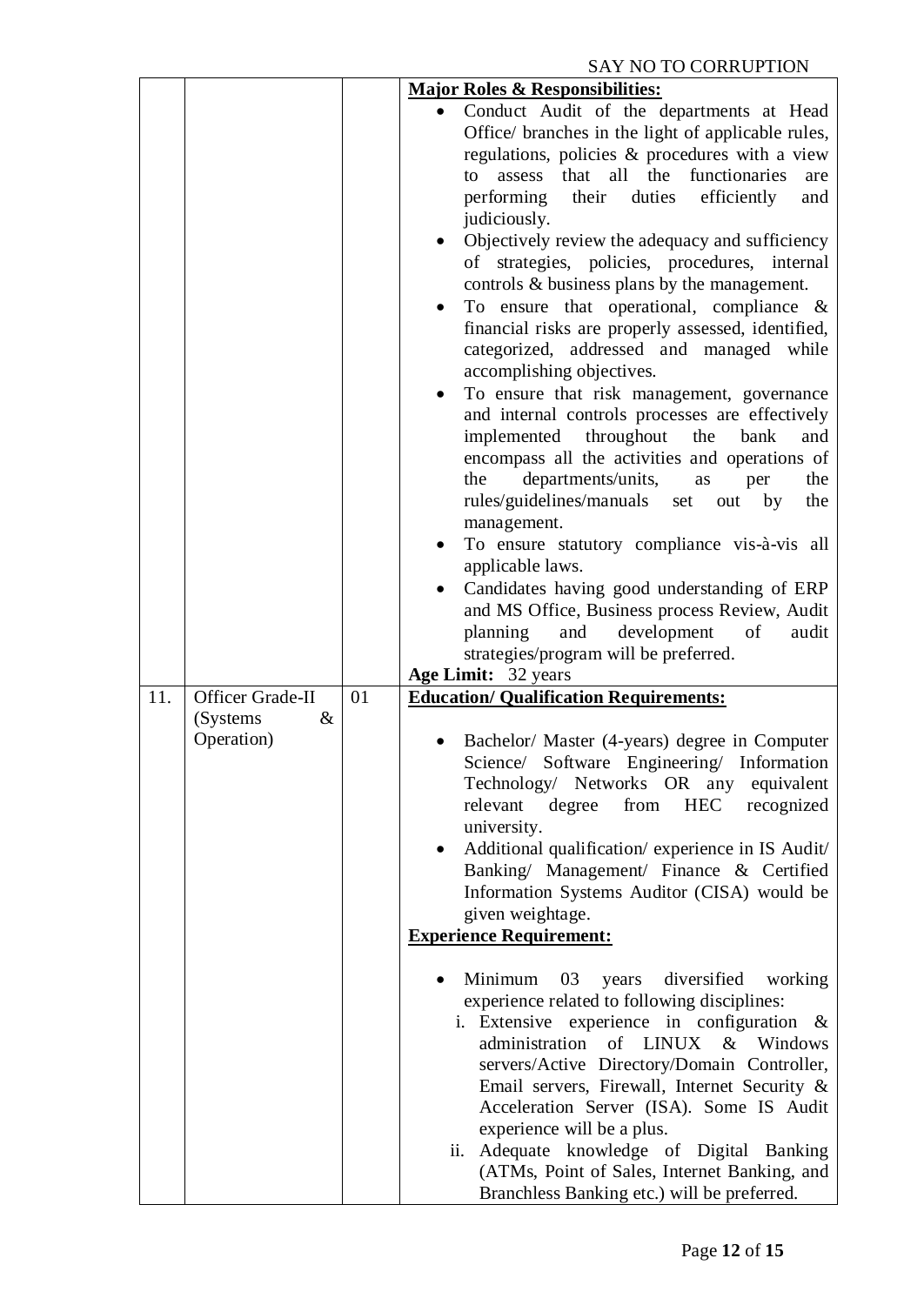SAY NO TO CORRUPTION

| | | | |
|---|---|---|---|
| | | | **Major Roles & Responsibilities:**<br>• Conduct Audit of the departments at Head Office/ branches in the light of applicable rules, regulations, policies & procedures with a view to assess that all the functionaries are performing their duties efficiently and judiciously.<br>• Objectively review the adequacy and sufficiency of strategies, policies, procedures, internal controls & business plans by the management.<br>• To ensure that operational, compliance & financial risks are properly assessed, identified, categorized, addressed and managed while accomplishing objectives.<br>• To ensure that risk management, governance and internal controls processes are effectively implemented throughout the bank and encompass all the activities and operations of the departments/units, as per the rules/guidelines/manuals set out by the management.<br>• To ensure statutory compliance vis-à-vis all applicable laws.<br>• Candidates having good understanding of ERP and MS Office, Business process Review, Audit planning and development of audit strategies/program will be preferred.<br>**Age Limit:** 32 years |
| 11. | Officer Grade-II (Systems & Operation) | 01 | **Education/ Qualification Requirements:**<br>• Bachelor/ Master (4-years) degree in Computer Science/ Software Engineering/ Information Technology/ Networks OR any equivalent relevant degree from HEC recognized university.<br>• Additional qualification/ experience in IS Audit/ Banking/ Management/ Finance & Certified Information Systems Auditor (CISA) would be given weightage.<br>**Experience Requirement:**<br>• Minimum 03 years diversified working experience related to following disciplines:<br>i. Extensive experience in configuration & administration of LINUX & Windows servers/Active Directory/Domain Controller, Email servers, Firewall, Internet Security & Acceleration Server (ISA). Some IS Audit experience will be a plus.<br>ii. Adequate knowledge of Digital Banking (ATMs, Point of Sales, Internet Banking, and Branchless Banking etc.) will be preferred. |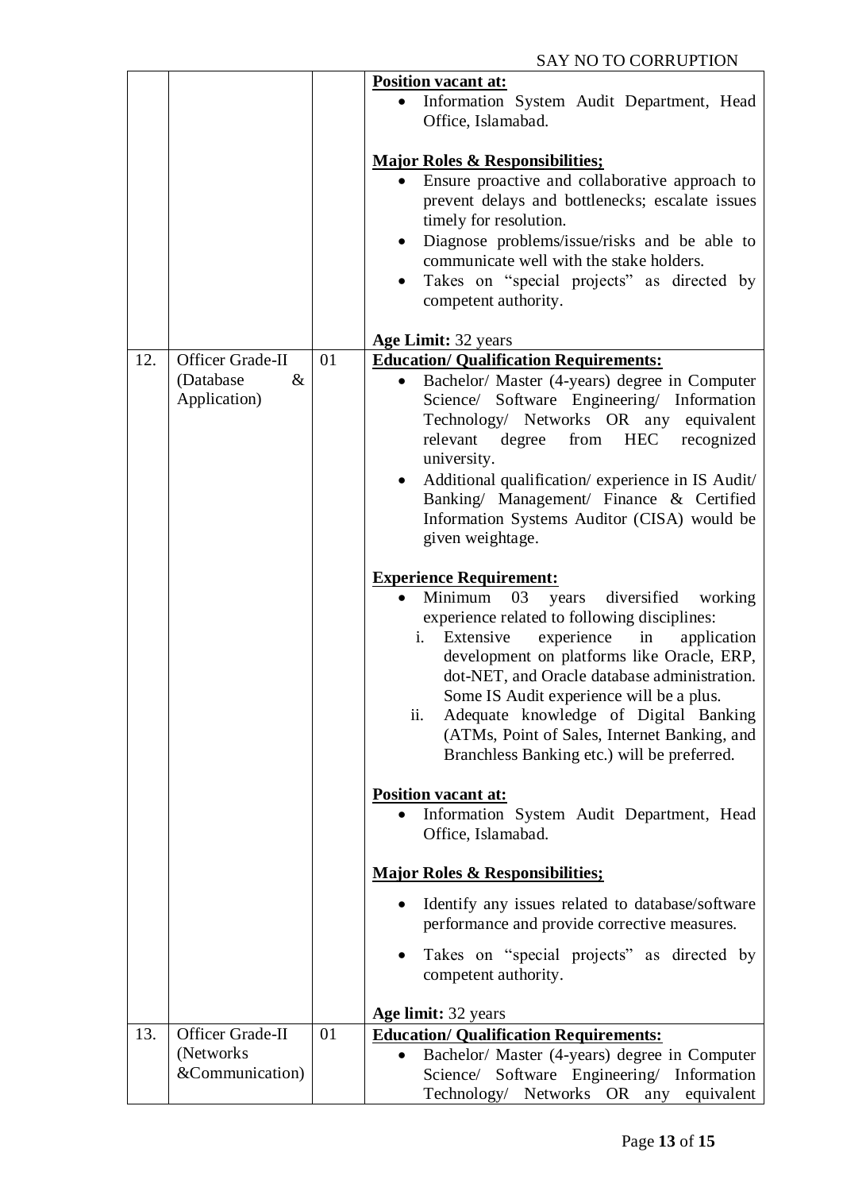SAY NO TO CORRUPTION

| | | | |
|---|---|---|---|
| | | | **Position vacant at:**<br>• Information System Audit Department, Head Office, Islamabad.<br><br>**Major Roles & Responsibilities;**<br>• Ensure proactive and collaborative approach to prevent delays and bottlenecks; escalate issues timely for resolution.<br>• Diagnose problems/issue/risks and be able to communicate well with the stake holders.<br>• Takes on "special projects" as directed by competent authority.<br><br>**Age Limit:** 32 years |
| 12. | Officer Grade-II (Database & Application) | 01 | **Education/ Qualification Requirements:**<br>• Bachelor/ Master (4-years) degree in Computer Science/ Software Engineering/ Information Technology/ Networks OR any equivalent relevant degree from HEC recognized university.<br>• Additional qualification/ experience in IS Audit/ Banking/ Management/ Finance & Certified Information Systems Auditor (CISA) would be given weightage.<br><br>**Experience Requirement:**<br>• Minimum 03 years diversified working experience related to following disciplines:<br>i. Extensive experience in application development on platforms like Oracle, ERP, dot-NET, and Oracle database administration. Some IS Audit experience will be a plus.<br>ii. Adequate knowledge of Digital Banking (ATMs, Point of Sales, Internet Banking, and Branchless Banking etc.) will be preferred.<br><br>**Position vacant at:**<br>• Information System Audit Department, Head Office, Islamabad.<br><br>**Major Roles & Responsibilities;**<br>• Identify any issues related to database/software performance and provide corrective measures.<br>• Takes on "special projects" as directed by competent authority.<br><br>**Age limit:** 32 years |
| 13. | Officer Grade-II (Networks &Communication) | 01 | **Education/ Qualification Requirements:**<br>• Bachelor/ Master (4-years) degree in Computer Science/ Software Engineering/ Information Technology/ Networks OR any equivalent |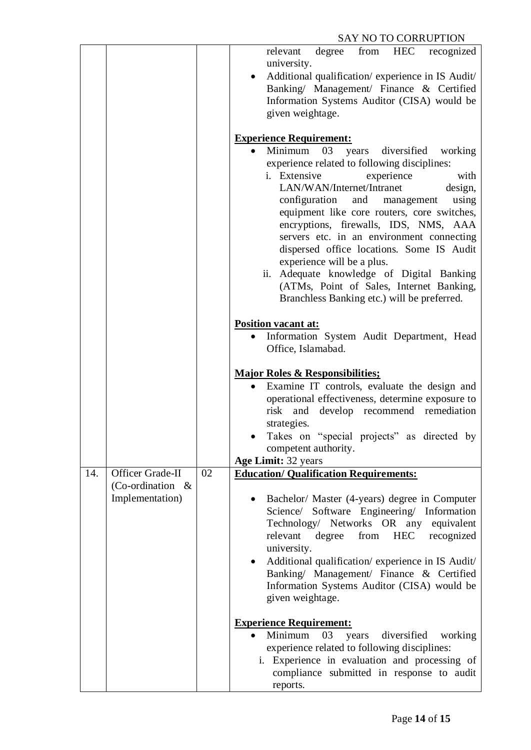SAY NO TO CORRUPTION

| | | | |
|---|---|---|---|
| | | | relevant degree from HEC recognized university.<br>• Additional qualification/ experience in IS Audit/ Banking/ Management/ Finance & Certified Information Systems Auditor (CISA) would be given weightage.<br><br>**Experience Requirement:**<br>• Minimum 03 years diversified working experience related to following disciplines:<br>i. Extensive experience with LAN/WAN/Internet/Intranet design, configuration and management using equipment like core routers, core switches, encryptions, firewalls, IDS, NMS, AAA servers etc. in an environment connecting dispersed office locations. Some IS Audit experience will be a plus.<br>ii. Adequate knowledge of Digital Banking (ATMs, Point of Sales, Internet Banking, Branchless Banking etc.) will be preferred.<br><br>**Position vacant at:**<br>• Information System Audit Department, Head Office, Islamabad.<br><br>**Major Roles & Responsibilities;**<br>• Examine IT controls, evaluate the design and operational effectiveness, determine exposure to risk and develop recommend remediation strategies.<br>• Takes on "special projects" as directed by competent authority.<br>**Age Limit:** 32 years |
| 14. | Officer Grade-II (Co-ordination & Implementation) | 02 | **Education/ Qualification Requirements:**<br><br>• Bachelor/ Master (4-years) degree in Computer Science/ Software Engineering/ Information Technology/ Networks OR any equivalent relevant degree from HEC recognized university.<br>• Additional qualification/ experience in IS Audit/ Banking/ Management/ Finance & Certified Information Systems Auditor (CISA) would be given weightage.<br><br>**Experience Requirement:**<br>• Minimum 03 years diversified working experience related to following disciplines:<br>i. Experience in evaluation and processing of compliance submitted in response to audit reports. |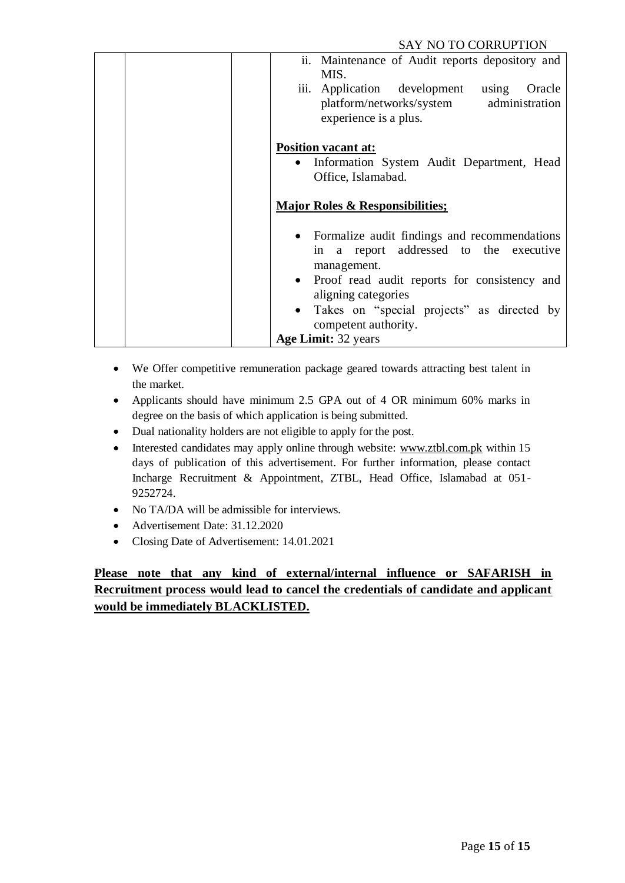SAY NO TO CORRUPTION

| | | | |
|---|---|---|---|
| | | | ii. Maintenance of Audit reports depository and MIS.<br>iii. Application development using Oracle platform/networks/system administration experience is a plus.<br><br>**Position vacant at:**<br>• Information System Audit Department, Head Office, Islamabad.<br><br>**Major Roles & Responsibilities;**<br><br>• Formalize audit findings and recommendations in a report addressed to the executive management.<br>• Proof read audit reports for consistency and aligning categories<br>• Takes on "special projects" as directed by competent authority.<br>**Age Limit:** 32 years |

- We Offer competitive remuneration package geared towards attracting best talent in the market.
- Applicants should have minimum 2.5 GPA out of 4 OR minimum 60% marks in degree on the basis of which application is being submitted.
- Dual nationality holders are not eligible to apply for the post.
- Interested candidates may apply online through website: www.ztbl.com.pk within 15 days of publication of this advertisement. For further information, please contact Incharge Recruitment & Appointment, ZTBL, Head Office, Islamabad at 051-9252724.
- No TA/DA will be admissible for interviews.
- Advertisement Date: 31.12.2020
- Closing Date of Advertisement: 14.01.2021

**Please note that any kind of external/internal influence or SAFARISH in Recruitment process would lead to cancel the credentials of candidate and applicant would be immediately BLACKLISTED.**